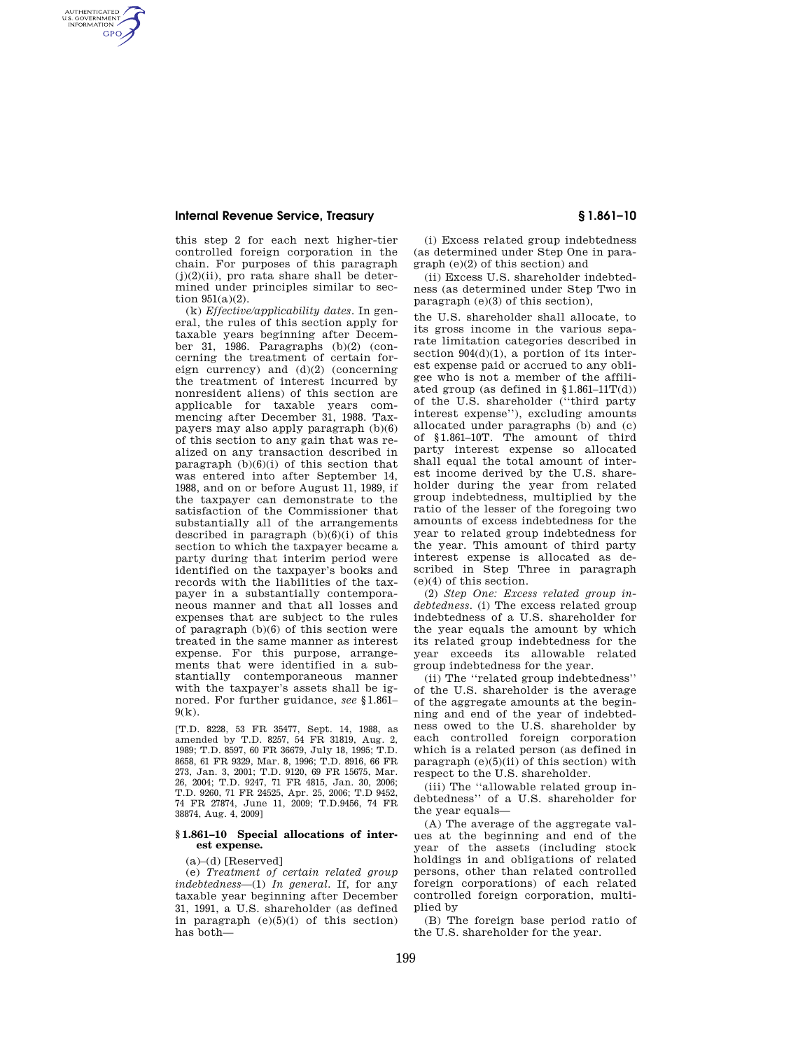this step 2 for each next higher-tier controlled foreign corporation in the chain. For purposes of this paragraph (j)(2)(ii), pro rata share shall be determined under principles similar to section 951(a)(2).

(k) *Effective/applicability dates.* In general, the rules of this section apply for taxable years beginning after December 31, 1986. Paragraphs (b)(2) (concerning the treatment of certain foreign currency) and (d)(2) (concerning the treatment of interest incurred by nonresident aliens) of this section are applicable for taxable years commencing after December 31, 1988. Taxpayers may also apply paragraph (b)(6) of this section to any gain that was realized on any transaction described in paragraph (b)(6)(i) of this section that was entered into after September 14, 1988, and on or before August 11, 1989, if the taxpayer can demonstrate to the satisfaction of the Commissioner that substantially all of the arrangements described in paragraph (b)(6)(i) of this section to which the taxpayer became a party during that interim period were identified on the taxpayer's books and records with the liabilities of the taxpayer in a substantially contemporaneous manner and that all losses and expenses that are subject to the rules of paragraph (b)(6) of this section were treated in the same manner as interest expense. For this purpose, arrangements that were identified in a substantially contemporaneous manner with the taxpayer's assets shall be ignored. For further guidance, *see* §1.861–9(k).

[T.D. 8228, 53 FR 35477, Sept. 14, 1988, as amended by T.D. 8257, 54 FR 31819, Aug. 2, 1989; T.D. 8597, 60 FR 36679, July 18, 1995; T.D. 8658, 61 FR 9329, Mar. 8, 1996; T.D. 8916, 66 FR 273, Jan. 3, 2001; T.D. 9120, 69 FR 15675, Mar. 26, 2004; T.D. 9247, 71 FR 4815, Jan. 30, 2006; T.D. 9260, 71 FR 24525, Apr. 25, 2006; T.D 9452, 74 FR 27874, June 11, 2009; T.D.9456, 74 FR 38874, Aug. 4, 2009]

## §1.861–10 Special allocations of interest expense.

(a)–(d) [Reserved]

(e) *Treatment of certain related group indebtedness*—(1) *In general.* If, for any taxable year beginning after December 31, 1991, a U.S. shareholder (as defined in paragraph (e)(5)(i) of this section) has both—

(i) Excess related group indebtedness (as determined under Step One in paragraph (e)(2) of this section) and

(ii) Excess U.S. shareholder indebtedness (as determined under Step Two in paragraph (e)(3) of this section),

the U.S. shareholder shall allocate, to its gross income in the various separate limitation categories described in section 904(d)(1), a portion of its interest expense paid or accrued to any obligee who is not a member of the affiliated group (as defined in §1.861–11T(d)) of the U.S. shareholder ("third party interest expense"), excluding amounts allocated under paragraphs (b) and (c) of §1.861–10T. The amount of third party interest expense so allocated shall equal the total amount of interest income derived by the U.S. shareholder during the year from related group indebtedness, multiplied by the ratio of the lesser of the foregoing two amounts of excess indebtedness for the year to related group indebtedness for the year. This amount of third party interest expense is allocated as described in Step Three in paragraph (e)(4) of this section.

(2) *Step One: Excess related group indebtedness.* (i) The excess related group indebtedness of a U.S. shareholder for the year equals the amount by which its related group indebtedness for the year exceeds its allowable related group indebtedness for the year.

(ii) The "related group indebtedness" of the U.S. shareholder is the average of the aggregate amounts at the beginning and end of the year of indebtedness owed to the U.S. shareholder by each controlled foreign corporation which is a related person (as defined in paragraph (e)(5)(ii) of this section) with respect to the U.S. shareholder.

(iii) The "allowable related group indebtedness" of a U.S. shareholder for the year equals—

(A) The average of the aggregate values at the beginning and end of the year of the assets (including stock holdings in and obligations of related persons, other than related controlled foreign corporations) of each related controlled foreign corporation, multiplied by

(B) The foreign base period ratio of the U.S. shareholder for the year.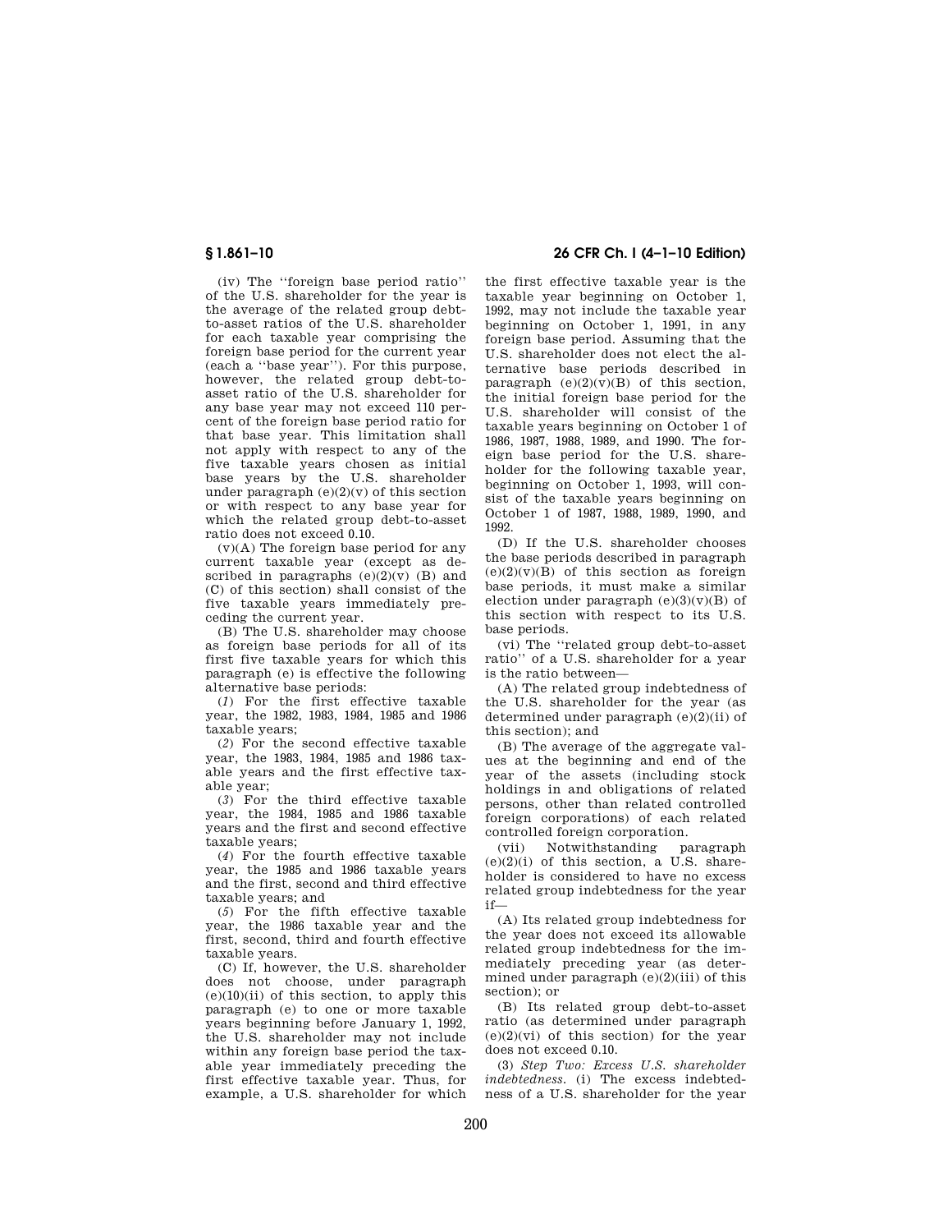(iv) The ''foreign base period ratio'' of the U.S. shareholder for the year is the average of the related group debt-to-asset ratios of the U.S. shareholder for each taxable year comprising the foreign base period for the current year (each a ''base year''). For this purpose, however, the related group debt-to-asset ratio of the U.S. shareholder for any base year may not exceed 110 percent of the foreign base period ratio for that base year. This limitation shall not apply with respect to any of the five taxable years chosen as initial base years by the U.S. shareholder under paragraph (e)(2)(v) of this section or with respect to any base year for which the related group debt-to-asset ratio does not exceed 0.10.

(v)(A) The foreign base period for any current taxable year (except as described in paragraphs (e)(2)(v) (B) and (C) of this section) shall consist of the five taxable years immediately preceding the current year.

(B) The U.S. shareholder may choose as foreign base periods for all of its first five taxable years for which this paragraph (e) is effective the following alternative base periods:

(*1*) For the first effective taxable year, the 1982, 1983, 1984, 1985 and 1986 taxable years;

(*2*) For the second effective taxable year, the 1983, 1984, 1985 and 1986 taxable years and the first effective taxable year;

(*3*) For the third effective taxable year, the 1984, 1985 and 1986 taxable years and the first and second effective taxable years;

(*4*) For the fourth effective taxable year, the 1985 and 1986 taxable years and the first, second and third effective taxable years; and

(*5*) For the fifth effective taxable year, the 1986 taxable year and the first, second, third and fourth effective taxable years.

(C) If, however, the U.S. shareholder does not choose, under paragraph (e)(10)(ii) of this section, to apply this paragraph (e) to one or more taxable years beginning before January 1, 1992, the U.S. shareholder may not include within any foreign base period the taxable year immediately preceding the first effective taxable year. Thus, for example, a U.S. shareholder for which the first effective taxable year is the taxable year beginning on October 1, 1992, may not include the taxable year beginning on October 1, 1991, in any foreign base period. Assuming that the U.S. shareholder does not elect the alternative base periods described in paragraph (e)(2)(v)(B) of this section, the initial foreign base period for the U.S. shareholder will consist of the taxable years beginning on October 1 of 1986, 1987, 1988, 1989, and 1990. The foreign base period for the U.S. shareholder for the following taxable year, beginning on October 1, 1993, will consist of the taxable years beginning on October 1 of 1987, 1988, 1989, 1990, and 1992.

(D) If the U.S. shareholder chooses the base periods described in paragraph (e)(2)(v)(B) of this section as foreign base periods, it must make a similar election under paragraph (e)(3)(v)(B) of this section with respect to its U.S. base periods.

(vi) The ''related group debt-to-asset ratio'' of a U.S. shareholder for a year is the ratio between—

(A) The related group indebtedness of the U.S. shareholder for the year (as determined under paragraph (e)(2)(ii) of this section); and

(B) The average of the aggregate values at the beginning and end of the year of the assets (including stock holdings in and obligations of related persons, other than related controlled foreign corporations) of each related controlled foreign corporation.

(vii) Notwithstanding paragraph (e)(2)(i) of this section, a U.S. shareholder is considered to have no excess related group indebtedness for the year if—

(A) Its related group indebtedness for the year does not exceed its allowable related group indebtedness for the immediately preceding year (as determined under paragraph (e)(2)(iii) of this section); or

(B) Its related group debt-to-asset ratio (as determined under paragraph (e)(2)(vi) of this section) for the year does not exceed 0.10.

(3) *Step Two: Excess U.S. shareholder indebtedness.* (i) The excess indebtedness of a U.S. shareholder for the year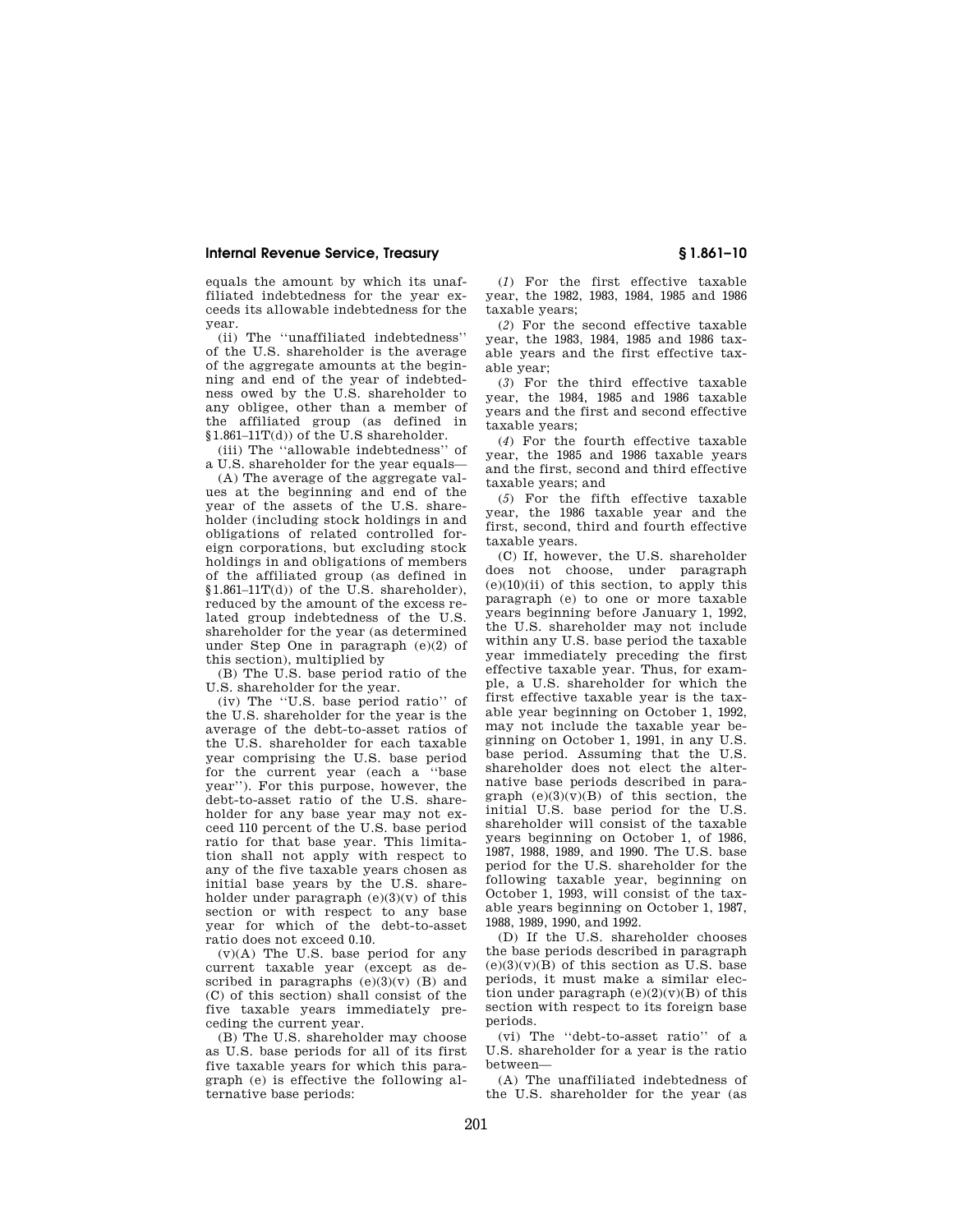equals the amount by which its unaffiliated indebtedness for the year exceeds its allowable indebtedness for the year.

(ii) The ''unaffiliated indebtedness'' of the U.S. shareholder is the average of the aggregate amounts at the beginning and end of the year of indebtedness owed by the U.S. shareholder to any obligee, other than a member of the affiliated group (as defined in §1.861–11T(d)) of the U.S shareholder.

(iii) The ''allowable indebtedness'' of a U.S. shareholder for the year equals—

(A) The average of the aggregate values at the beginning and end of the year of the assets of the U.S. shareholder (including stock holdings in and obligations of related controlled foreign corporations, but excluding stock holdings in and obligations of members of the affiliated group (as defined in §1.861–11T(d)) of the U.S. shareholder), reduced by the amount of the excess related group indebtedness of the U.S. shareholder for the year (as determined under Step One in paragraph (e)(2) of this section), multiplied by

(B) The U.S. base period ratio of the U.S. shareholder for the year.

(iv) The ''U.S. base period ratio'' of the U.S. shareholder for the year is the average of the debt-to-asset ratios of the U.S. shareholder for each taxable year comprising the U.S. base period for the current year (each a ''base year''). For this purpose, however, the debt-to-asset ratio of the U.S. shareholder for any base year may not exceed 110 percent of the U.S. base period ratio for that base year. This limitation shall not apply with respect to any of the five taxable years chosen as initial base years by the U.S. shareholder under paragraph (e)(3)(v) of this section or with respect to any base year for which of the debt-to-asset ratio does not exceed 0.10.

(v)(A) The U.S. base period for any current taxable year (except as described in paragraphs (e)(3)(v) (B) and (C) of this section) shall consist of the five taxable years immediately preceding the current year.

(B) The U.S. shareholder may choose as U.S. base periods for all of its first five taxable years for which this paragraph (e) is effective the following alternative base periods:

(*1*) For the first effective taxable year, the 1982, 1983, 1984, 1985 and 1986 taxable years;

(*2*) For the second effective taxable year, the 1983, 1984, 1985 and 1986 taxable years and the first effective taxable year;

(*3*) For the third effective taxable year, the 1984, 1985 and 1986 taxable years and the first and second effective taxable years;

(*4*) For the fourth effective taxable year, the 1985 and 1986 taxable years and the first, second and third effective taxable years; and

(*5*) For the fifth effective taxable year, the 1986 taxable year and the first, second, third and fourth effective taxable years.

(C) If, however, the U.S. shareholder does not choose, under paragraph (e)(10)(ii) of this section, to apply this paragraph (e) to one or more taxable years beginning before January 1, 1992, the U.S. shareholder may not include within any U.S. base period the taxable year immediately preceding the first effective taxable year. Thus, for example, a U.S. shareholder for which the first effective taxable year is the taxable year beginning on October 1, 1992, may not include the taxable year beginning on October 1, 1991, in any U.S. base period. Assuming that the U.S. shareholder does not elect the alternative base periods described in paragraph (e)(3)(v)(B) of this section, the initial U.S. base period for the U.S. shareholder will consist of the taxable years beginning on October 1, of 1986, 1987, 1988, 1989, and 1990. The U.S. base period for the U.S. shareholder for the following taxable year, beginning on October 1, 1993, will consist of the taxable years beginning on October 1, 1987, 1988, 1989, 1990, and 1992.

(D) If the U.S. shareholder chooses the base periods described in paragraph (e)(3)(v)(B) of this section as U.S. base periods, it must make a similar election under paragraph (e)(2)(v)(B) of this section with respect to its foreign base periods.

(vi) The ''debt-to-asset ratio'' of a U.S. shareholder for a year is the ratio between—

(A) The unaffiliated indebtedness of the U.S. shareholder for the year (as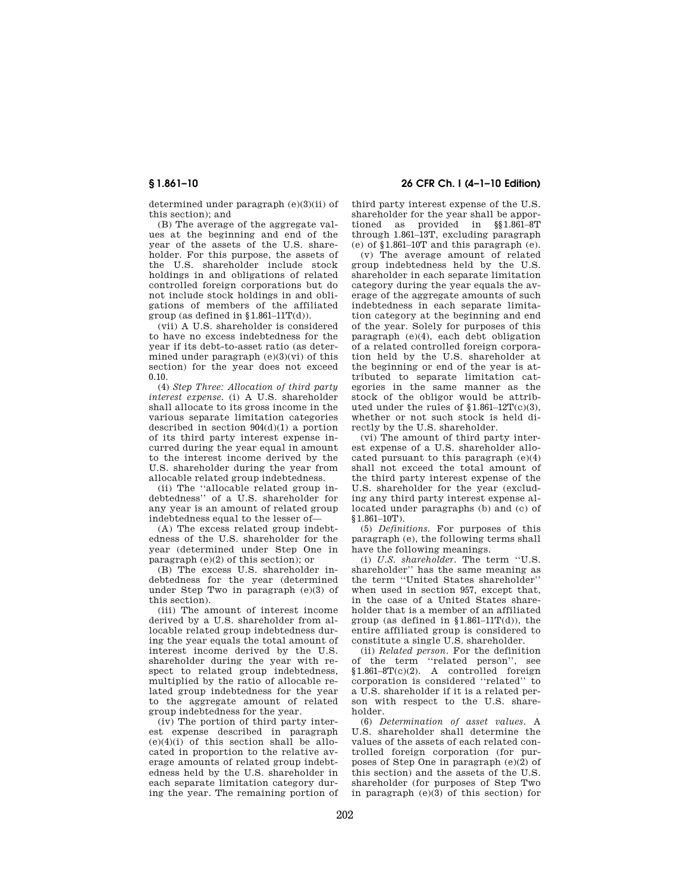determined under paragraph (e)(3)(ii) of this section); and

(B) The average of the aggregate values at the beginning and end of the year of the assets of the U.S. shareholder. For this purpose, the assets of the U.S. shareholder include stock holdings in and obligations of related controlled foreign corporations but do not include stock holdings in and obligations of members of the affiliated group (as defined in §1.861–11T(d)).

(vii) A U.S. shareholder is considered to have no excess indebtedness for the year if its debt-to-asset ratio (as determined under paragraph (e)(3)(vi) of this section) for the year does not exceed 0.10.

(4) *Step Three: Allocation of third party interest expense.* (i) A U.S. shareholder shall allocate to its gross income in the various separate limitation categories described in section 904(d)(1) a portion of its third party interest expense incurred during the year equal in amount to the interest income derived by the U.S. shareholder during the year from allocable related group indebtedness.

(ii) The ''allocable related group indebtedness'' of a U.S. shareholder for any year is an amount of related group indebtedness equal to the lesser of—

(A) The excess related group indebtedness of the U.S. shareholder for the year (determined under Step One in paragraph (e)(2) of this section); or

(B) The excess U.S. shareholder indebtedness for the year (determined under Step Two in paragraph (e)(3) of this section).

(iii) The amount of interest income derived by a U.S. shareholder from allocable related group indebtedness during the year equals the total amount of interest income derived by the U.S. shareholder during the year with respect to related group indebtedness, multiplied by the ratio of allocable related group indebtedness for the year to the aggregate amount of related group indebtedness for the year.

(iv) The portion of third party interest expense described in paragraph (e)(4)(i) of this section shall be allocated in proportion to the relative average amounts of related group indebtedness held by the U.S. shareholder in each separate limitation category during the year. The remaining portion of third party interest expense of the U.S. shareholder for the year shall be apportioned as provided in §§1.861–8T through 1.861–13T, excluding paragraph (e) of §1.861–10T and this paragraph (e).

(v) The average amount of related group indebtedness held by the U.S. shareholder in each separate limitation category during the year equals the average of the aggregate amounts of such indebtedness in each separate limitation category at the beginning and end of the year. Solely for purposes of this paragraph (e)(4), each debt obligation of a related controlled foreign corporation held by the U.S. shareholder at the beginning or end of the year is attributed to separate limitation categories in the same manner as the stock of the obligor would be attributed under the rules of §1.861–12T(c)(3), whether or not such stock is held directly by the U.S. shareholder.

(vi) The amount of third party interest expense of a U.S. shareholder allocated pursuant to this paragraph (e)(4) shall not exceed the total amount of the third party interest expense of the U.S. shareholder for the year (excluding any third party interest expense allocated under paragraphs (b) and (c) of §1.861–10T).

(5) *Definitions.* For purposes of this paragraph (e), the following terms shall have the following meanings.

(i) *U.S. shareholder*. The term ''U.S. shareholder'' has the same meaning as the term ''United States shareholder'' when used in section 957, except that, in the case of a United States shareholder that is a member of an affiliated group (as defined in §1.861–11T(d)), the entire affiliated group is considered to constitute a single U.S. shareholder.

(ii) *Related person*. For the definition of the term ''related person'', see §1.861–8T(c)(2). A controlled foreign corporation is considered ''related'' to a U.S. shareholder if it is a related person with respect to the U.S. shareholder.

(6) *Determination of asset values.* A U.S. shareholder shall determine the values of the assets of each related controlled foreign corporation (for purposes of Step One in paragraph (e)(2) of this section) and the assets of the U.S. shareholder (for purposes of Step Two in paragraph (e)(3) of this section) for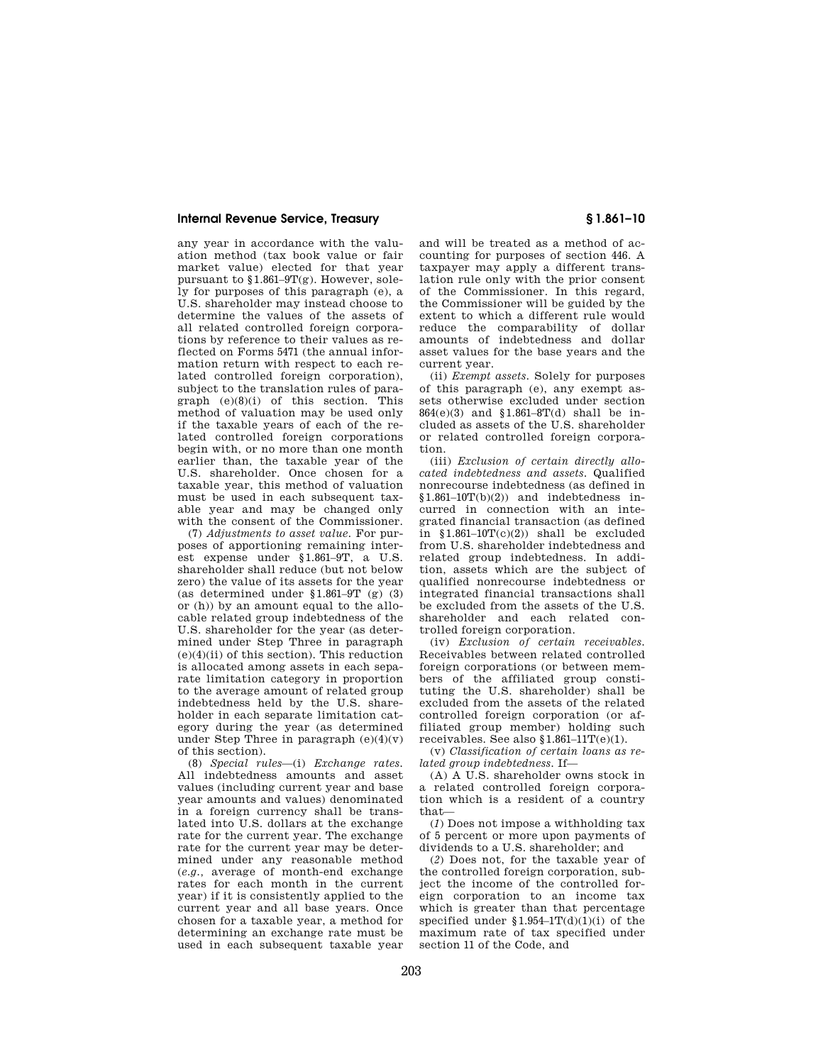any year in accordance with the valuation method (tax book value or fair market value) elected for that year pursuant to §1.861–9T(g). However, solely for purposes of this paragraph (e), a U.S. shareholder may instead choose to determine the values of the assets of all related controlled foreign corporations by reference to their values as reflected on Forms 5471 (the annual information return with respect to each related controlled foreign corporation), subject to the translation rules of paragraph (e)(8)(i) of this section. This method of valuation may be used only if the taxable years of each of the related controlled foreign corporations begin with, or no more than one month earlier than, the taxable year of the U.S. shareholder. Once chosen for a taxable year, this method of valuation must be used in each subsequent taxable year and may be changed only with the consent of the Commissioner.

(7) *Adjustments to asset value.* For purposes of apportioning remaining interest expense under §1.861–9T, a U.S. shareholder shall reduce (but not below zero) the value of its assets for the year (as determined under §1.861–9T (g) (3) or (h)) by an amount equal to the allocable related group indebtedness of the U.S. shareholder for the year (as determined under Step Three in paragraph (e)(4)(ii) of this section). This reduction is allocated among assets in each separate limitation category in proportion to the average amount of related group indebtedness held by the U.S. shareholder in each separate limitation category during the year (as determined under Step Three in paragraph (e)(4)(v) of this section).

(8) *Special rules*—(i) *Exchange rates.* All indebtedness amounts and asset values (including current year and base year amounts and values) denominated in a foreign currency shall be translated into U.S. dollars at the exchange rate for the current year. The exchange rate for the current year may be determined under any reasonable method (*e.g.,* average of month-end exchange rates for each month in the current year) if it is consistently applied to the current year and all base years. Once chosen for a taxable year, a method for determining an exchange rate must be used in each subsequent taxable year and will be treated as a method of accounting for purposes of section 446. A taxpayer may apply a different translation rule only with the prior consent of the Commissioner. In this regard, the Commissioner will be guided by the extent to which a different rule would reduce the comparability of dollar amounts of indebtedness and dollar asset values for the base years and the current year.

(ii) *Exempt assets.* Solely for purposes of this paragraph (e), any exempt assets otherwise excluded under section 864(e)(3) and §1.861–8T(d) shall be included as assets of the U.S. shareholder or related controlled foreign corporation.

(iii) *Exclusion of certain directly allocated indebtedness and assets.* Qualified nonrecourse indebtedness (as defined in §1.861–10T(b)(2)) and indebtedness incurred in connection with an integrated financial transaction (as defined in §1.861–10T(c)(2)) shall be excluded from U.S. shareholder indebtedness and related group indebtedness. In addition, assets which are the subject of qualified nonrecourse indebtedness or integrated financial transactions shall be excluded from the assets of the U.S. shareholder and each related controlled foreign corporation.

(iv) *Exclusion of certain receivables.* Receivables between related controlled foreign corporations (or between members of the affiliated group constituting the U.S. shareholder) shall be excluded from the assets of the related controlled foreign corporation (or affiliated group member) holding such receivables. See also §1.861–11T(e)(1).

(v) *Classification of certain loans as related group indebtedness.* If—

(A) A U.S. shareholder owns stock in a related controlled foreign corporation which is a resident of a country that—

(*1*) Does not impose a withholding tax of 5 percent or more upon payments of dividends to a U.S. shareholder; and

(*2*) Does not, for the taxable year of the controlled foreign corporation, subject the income of the controlled foreign corporation to an income tax which is greater than that percentage specified under §1.954–1T(d)(1)(i) of the maximum rate of tax specified under section 11 of the Code, and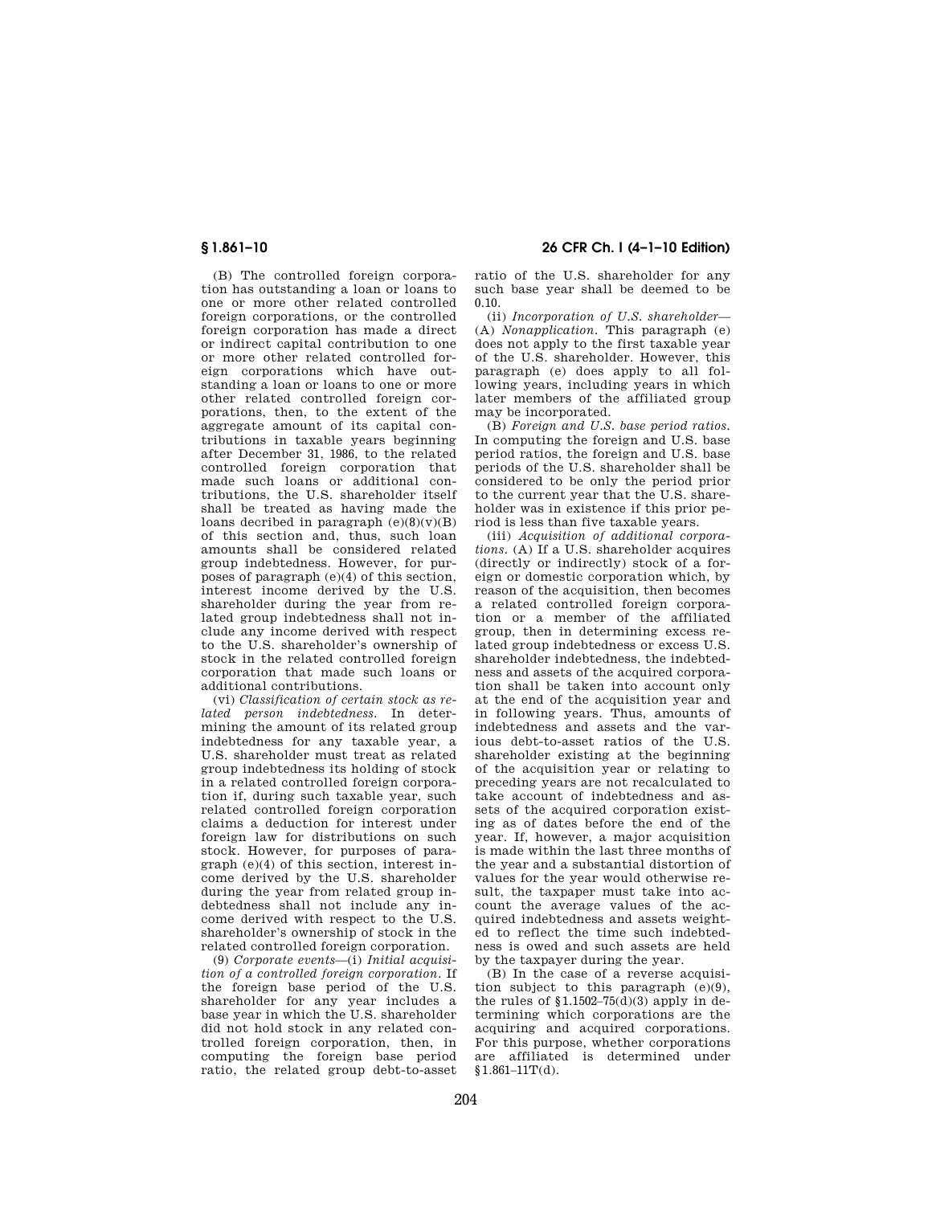(B) The controlled foreign corporation has outstanding a loan or loans to one or more other related controlled foreign corporations, or the controlled foreign corporation has made a direct or indirect capital contribution to one or more other related controlled foreign corporations which have outstanding a loan or loans to one or more other related controlled foreign corporations, then, to the extent of the aggregate amount of its capital contributions in taxable years beginning after December 31, 1986, to the related controlled foreign corporation that made such loans or additional contributions, the U.S. shareholder itself shall be treated as having made the loans decribed in paragraph (e)(8)(v)(B) of this section and, thus, such loan amounts shall be considered related group indebtedness. However, for purposes of paragraph (e)(4) of this section, interest income derived by the U.S. shareholder during the year from related group indebtedness shall not include any income derived with respect to the U.S. shareholder's ownership of stock in the related controlled foreign corporation that made such loans or additional contributions.

(vi) *Classification of certain stock as related person indebtedness.* In determining the amount of its related group indebtedness for any taxable year, a U.S. shareholder must treat as related group indebtedness its holding of stock in a related controlled foreign corporation if, during such taxable year, such related controlled foreign corporation claims a deduction for interest under foreign law for distributions on such stock. However, for purposes of paragraph (e)(4) of this section, interest income derived by the U.S. shareholder during the year from related group indebtedness shall not include any income derived with respect to the U.S. shareholder's ownership of stock in the related controlled foreign corporation.

(9) *Corporate events*—(i) *Initial acquisition of a controlled foreign corporation.* If the foreign base period of the U.S. shareholder for any year includes a base year in which the U.S. shareholder did not hold stock in any related controlled foreign corporation, then, in computing the foreign base period ratio, the related group debt-to-asset ratio of the U.S. shareholder for any such base year shall be deemed to be 0.10.

(ii) *Incorporation of U.S. shareholder*—(A) *Nonapplication.* This paragraph (e) does not apply to the first taxable year of the U.S. shareholder. However, this paragraph (e) does apply to all following years, including years in which later members of the affiliated group may be incorporated.

(B) *Foreign and U.S. base period ratios.* In computing the foreign and U.S. base period ratios, the foreign and U.S. base periods of the U.S. shareholder shall be considered to be only the period prior to the current year that the U.S. shareholder was in existence if this prior period is less than five taxable years.

(iii) *Acquisition of additional corporations.* (A) If a U.S. shareholder acquires (directly or indirectly) stock of a foreign or domestic corporation which, by reason of the acquisition, then becomes a related controlled foreign corporation or a member of the affiliated group, then in determining excess related group indebtedness or excess U.S. shareholder indebtedness, the indebtedness and assets of the acquired corporation shall be taken into account only at the end of the acquisition year and in following years. Thus, amounts of indebtedness and assets and the various debt-to-asset ratios of the U.S. shareholder existing at the beginning of the acquisition year or relating to preceding years are not recalculated to take account of indebtedness and assets of the acquired corporation existing as of dates before the end of the year. If, however, a major acquisition is made within the last three months of the year and a substantial distortion of values for the year would otherwise result, the taxpaper must take into account the average values of the acquired indebtedness and assets weighted to reflect the time such indebtedness is owed and such assets are held by the taxpayer during the year.

(B) In the case of a reverse acquisition subject to this paragraph (e)(9), the rules of §1.1502–75(d)(3) apply in determining which corporations are the acquiring and acquired corporations. For this purpose, whether corporations are affiliated is determined under §1.861–11T(d).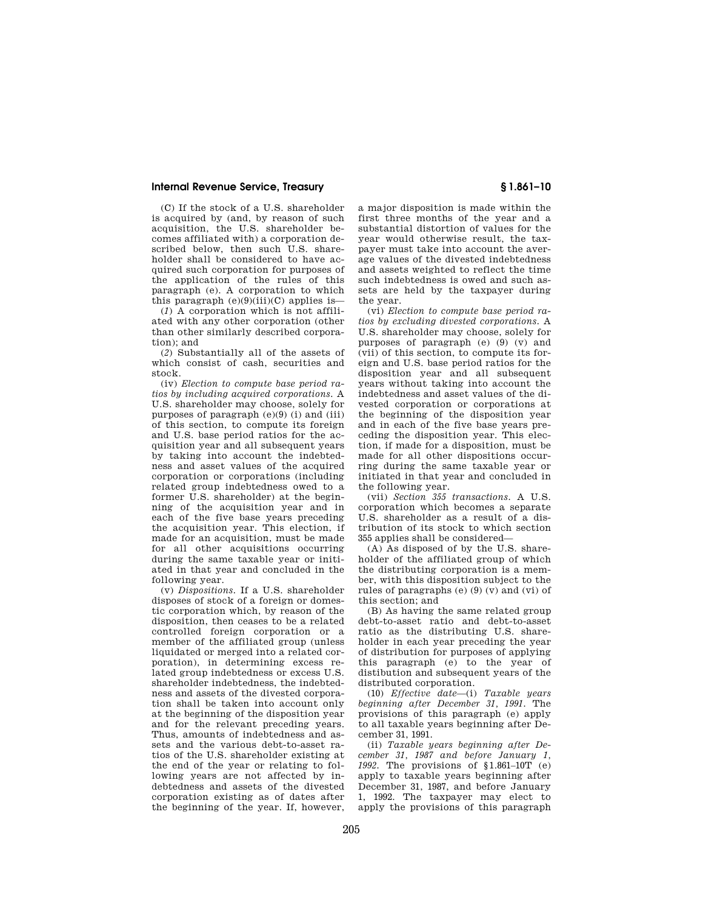(C) If the stock of a U.S. shareholder is acquired by (and, by reason of such acquisition, the U.S. shareholder becomes affiliated with) a corporation described below, then such U.S. shareholder shall be considered to have acquired such corporation for purposes of the application of the rules of this paragraph (e). A corporation to which this paragraph (e)(9)(iii)(C) applies is—

(*1*) A corporation which is not affiliated with any other corporation (other than other similarly described corporation); and

(*2*) Substantially all of the assets of which consist of cash, securities and stock.

(iv) *Election to compute base period ratios by including acquired corporations.* A U.S. shareholder may choose, solely for purposes of paragraph (e)(9) (i) and (iii) of this section, to compute its foreign and U.S. base period ratios for the acquisition year and all subsequent years by taking into account the indebtedness and asset values of the acquired corporation or corporations (including related group indebtedness owed to a former U.S. shareholder) at the beginning of the acquisition year and in each of the five base years preceding the acquisition year. This election, if made for an acquisition, must be made for all other acquisitions occurring during the same taxable year or initiated in that year and concluded in the following year.

(v) *Dispositions.* If a U.S. shareholder disposes of stock of a foreign or domestic corporation which, by reason of the disposition, then ceases to be a related controlled foreign corporation or a member of the affiliated group (unless liquidated or merged into a related corporation), in determining excess related group indebtedness or excess U.S. shareholder indebtedness, the indebtedness and assets of the divested corporation shall be taken into account only at the beginning of the disposition year and for the relevant preceding years. Thus, amounts of indebtedness and assets and the various debt-to-asset ratios of the U.S. shareholder existing at the end of the year or relating to following years are not affected by indebtedness and assets of the divested corporation existing as of dates after the beginning of the year. If, however, a major disposition is made within the first three months of the year and a substantial distortion of values for the year would otherwise result, the taxpayer must take into account the average values of the divested indebtedness and assets weighted to reflect the time such indebtedness is owed and such assets are held by the taxpayer during the year.

(vi) *Election to compute base period ratios by excluding divested corporations.* A U.S. shareholder may choose, solely for purposes of paragraph (e) (9) (v) and (vii) of this section, to compute its foreign and U.S. base period ratios for the disposition year and all subsequent years without taking into account the indebtedness and asset values of the divested corporation or corporations at the beginning of the disposition year and in each of the five base years preceding the disposition year. This election, if made for a disposition, must be made for all other dispositions occurring during the same taxable year or initiated in that year and concluded in the following year.

(vii) *Section 355 transactions.* A U.S. corporation which becomes a separate U.S. shareholder as a result of a distribution of its stock to which section 355 applies shall be considered—

(A) As disposed of by the U.S. shareholder of the affiliated group of which the distributing corporation is a member, with this disposition subject to the rules of paragraphs (e) (9) (v) and (vi) of this section; and

(B) As having the same related group debt-to-asset ratio and debt-to-asset ratio as the distributing U.S. shareholder in each year preceding the year of distribution for purposes of applying this paragraph (e) to the year of distibution and subsequent years of the distributed corporation.

(10) *Effective date*—(i) *Taxable years beginning after December 31, 1991.* The provisions of this paragraph (e) apply to all taxable years beginning after December 31, 1991.

(ii) *Taxable years beginning after December 31, 1987 and before January 1, 1992.* The provisions of §1.861–10T (e) apply to taxable years beginning after December 31, 1987, and before January 1, 1992. The taxpayer may elect to apply the provisions of this paragraph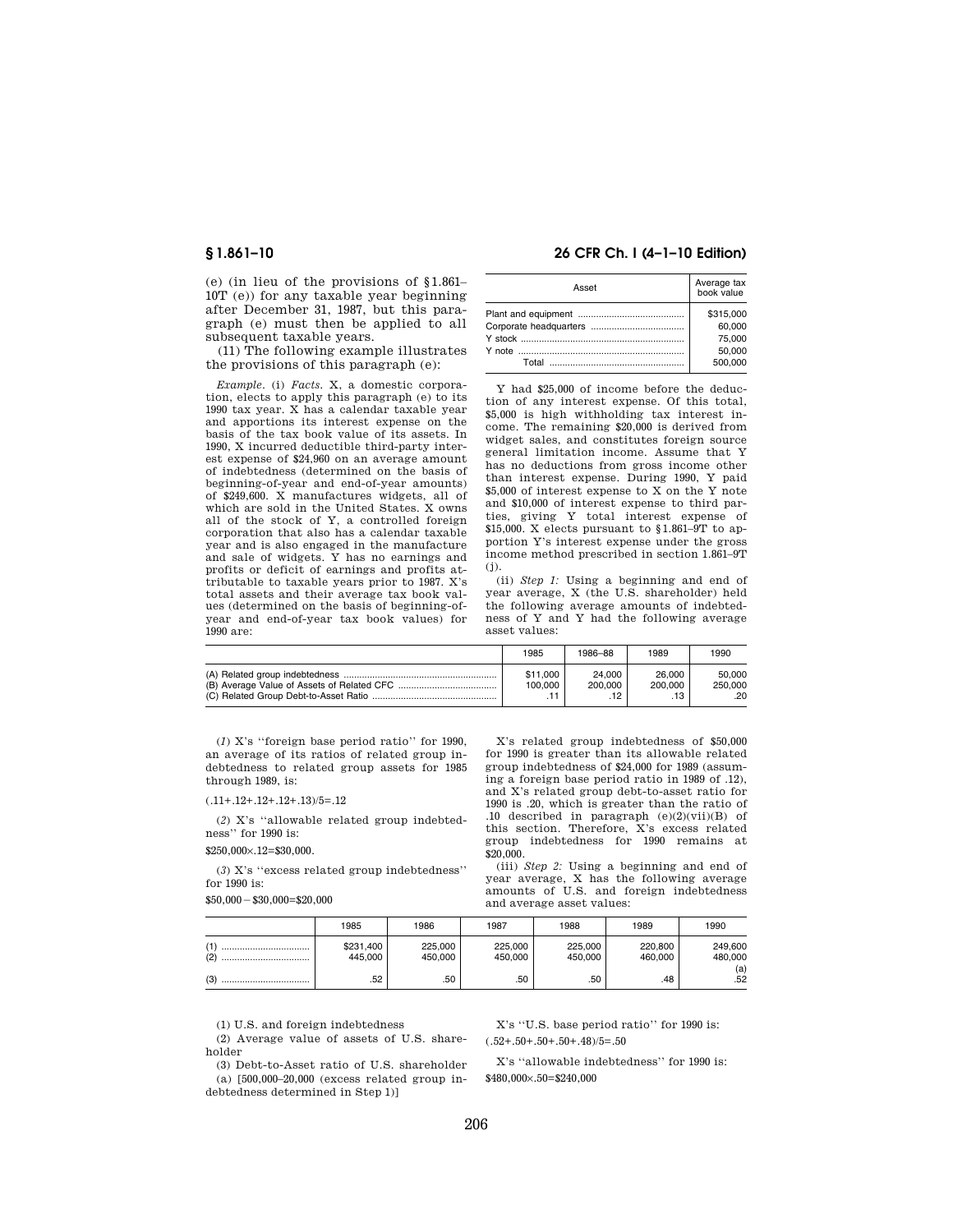(e) (in lieu of the provisions of §1.861–10T (e)) for any taxable year beginning after December 31, 1987, but this paragraph (e) must then be applied to all subsequent taxable years.

(11) The following example illustrates the provisions of this paragraph (e):

*Example.* (i) *Facts.* X, a domestic corporation, elects to apply this paragraph (e) to its 1990 tax year. X has a calendar taxable year and apportions its interest expense on the basis of the tax book value of its assets. In 1990, X incurred deductible third-party interest expense of $24,960 on an average amount of indebtedness (determined on the basis of beginning-of-year and end-of-year amounts) of $249,600. X manufactures widgets, all of which are sold in the United States. X owns all of the stock of Y, a controlled foreign corporation that also has a calendar taxable year and is also engaged in the manufacture and sale of widgets. Y has no earnings and profits or deficit of earnings and profits attributable to taxable years prior to 1987. X's total assets and their average tax book values (determined on the basis of beginning-of-year and end-of-year tax book values) for 1990 are:

| Asset | Average tax book value |
|---|---|
| Plant and equipment | $315,000 |
| Corporate headquarters | 60,000 |
| Y stock | 75,000 |
| Y note | 50,000 |
| Total | 500,000 |

Y had $25,000 of income before the deduction of any interest expense. Of this total, $5,000 is high withholding tax interest income. The remaining $20,000 is derived from widget sales, and constitutes foreign source general limitation income. Assume that Y has no deductions from gross income other than interest expense. During 1990, Y paid $5,000 of interest expense to X on the Y note and $10,000 of interest expense to third parties, giving Y total interest expense of $15,000. X elects pursuant to §1.861–9T to apportion Y's interest expense under the gross income method prescribed in section 1.861–9T (j).

(ii) *Step 1:* Using a beginning and end of year average, X (the U.S. shareholder) held the following average amounts of indebtedness of Y and Y had the following average asset values:

| | 1985 | 1986–88 | 1989 | 1990 |
|---|---|---|---|---|
| (A) Related group indebtedness | $11,000 | 24,000 | 26,000 | 50,000 |
| (B) Average Value of Assets of Related CFC | 100,000 | 200,000 | 200,000 | 250,000 |
| (C) Related Group Debt-to-Asset Ratio | .11 | .12 | .13 | .20 |

(*1*) X's "foreign base period ratio" for 1990, an average of its ratios of related group indebtedness to related group assets for 1985 through 1989, is:

(.11+.12+.12+.12+.13)/5=.12

(*2*) X's "allowable related group indebtedness" for 1990 is:

$250,000×.12=$30,000.

(*3*) X's "excess related group indebtedness" for 1990 is:

$50,000−$30,000=$20,000

X's related group indebtedness of $50,000 for 1990 is greater than its allowable related group indebtedness of $24,000 for 1989 (assuming a foreign base period ratio in 1989 of .12), and X's related group debt-to-asset ratio for 1990 is .20, which is greater than the ratio of .10 described in paragraph (e)(2)(vii)(B) of this section. Therefore, X's excess related group indebtedness for 1990 remains at $20,000.

(iii) *Step 2:* Using a beginning and end of year average, X has the following average amounts of U.S. and foreign indebtedness and average asset values:

| | 1985 | 1986 | 1987 | 1988 | 1989 | 1990 |
|---|---|---|---|---|---|---|
| (1) | $231,400 | 225,000 | 225,000 | 225,000 | 220,800 | 249,600 |
| (2) | 445,000 | 450,000 | 450,000 | 450,000 | 460,000 | 480,000 (a) |
| (3) | .52 | .50 | .50 | .50 | .48 | .52 |

(1) U.S. and foreign indebtedness

(2) Average value of assets of U.S. shareholder

(3) Debt-to-Asset ratio of U.S. shareholder

(a) [500,000–20,000 (excess related group indebtedness determined in Step 1)]

X's "U.S. base period ratio" for 1990 is:

(.52+.50+.50+.50+.48)/5=.50

X's "allowable indebtedness" for 1990 is:

$480,000×.50=$240,000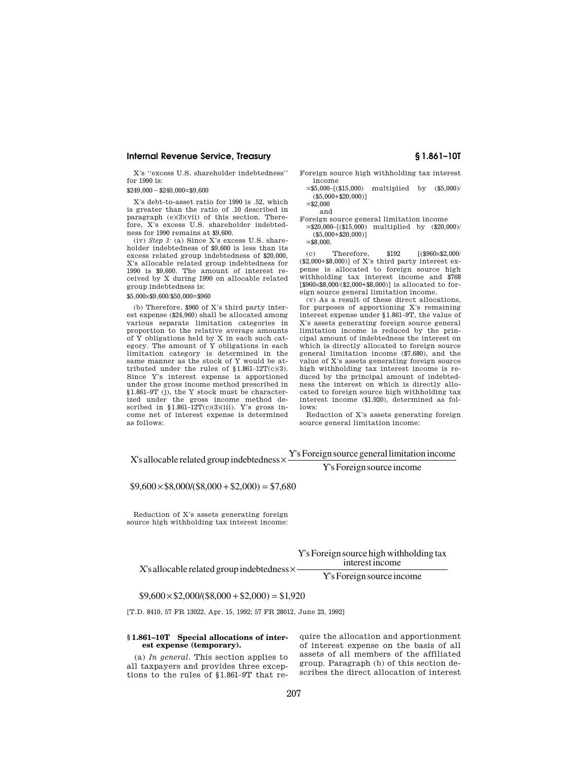X's "excess U.S. shareholder indebtedness" for 1990 is:

$249,000 − $240,000=$9,600

X's debt-to-asset ratio for 1990 is .52, which is greater than the ratio of .10 described in paragraph (e)(3)(vii) of this section. Therefore, X's excess U.S. shareholder indebtedness for 1990 remains at $9,600.

(iv) *Step 3:* (a) Since X's excess U.S. shareholder indebtedness of $9,600 is less than its excess related group indebtedness of $20,000, X's allocable related group indebtedness for 1990 is $9,600. The amount of interest received by X during 1990 on allocable related group indebtedness is:

$5,000×$9,600/$50,000=$960

(b) Therefore, $960 of X's third party interest expense ($24,960) shall be allocated among various separate limitation categories in proportion to the relative average amounts of Y obligations held by X in each such category. The amount of Y obligations in each limitation category is determined in the same manner as the stock of Y would be attributed under the rules of §1.861–12T(c)(3). Since Y's interest expense is apportioned under the gross income method prescribed in §1.861–9T (j), the Y stock must be characterized under the gross income method described in §1.861–12T(c)(3)(iii). Y's gross income net of interest expense is determined as follows:

Foreign source high withholding tax interest income
=$5,000–[($15,000) multiplied by ($5,000)/($5,000+$20,000)]
=$2,000
and
Foreign source general limitation income
=$20,000–[($15,000) multiplied by ($20,000)/($5,000+$20,000)]
=$8,000.

(c) Therefore, $192 [($960×$2,000/($2,000+$8,000)] of X's third party interest expense is allocated to foreign source high withholding tax interest income and $768 [$960×$8,000/($2,000+$8,000)] is allocated to foreign source general limitation income.

(v) As a result of these direct allocations, for purposes of apportioning X's remaining interest expense under §1.861–9T, the value of X's assets generating foreign source general limitation income is reduced by the principal amount of indebtedness the interest on which is directly allocated to foreign source general limitation income ($7,680), and the value of X's assets generating foreign source high withholding tax interest income is reduced by the principal amount of indebtedness the interest on which is directly allocated to foreign source high withholding tax interest income ($1,920), determined as follows:

Reduction of X's assets generating foreign source general limitation income:

$$\text{X's allocable related group indebtedness} \times \frac{\text{Y's Foreign source general limitation income}}{\text{Y's Foreign source income}}$$

$$\$9,600 \times \$8,000/(\$8,000 + \$2,000) = \$7,680$$

Reduction of X's assets generating foreign source high withholding tax interest income:

$$\text{X's allocable related group indebtedness} \times \frac{\text{Y's Foreign source high withholding tax interest income}}{\text{Y's Foreign source income}}$$

$$\$9,600 \times \$2,000/(\$8,000 + \$2,000) = \$1,920$$

[T.D. 8410, 57 FR 13022, Apr. 15, 1992; 57 FR 28012, June 23, 1992]

## §1.861–10T Special allocations of interest expense (temporary).

(a) *In general.* This section applies to all taxpayers and provides three exceptions to the rules of §1.861–9T that require the allocation and apportionment of interest expense on the basis of all assets of all members of the affiliated group. Paragraph (b) of this section describes the direct allocation of interest